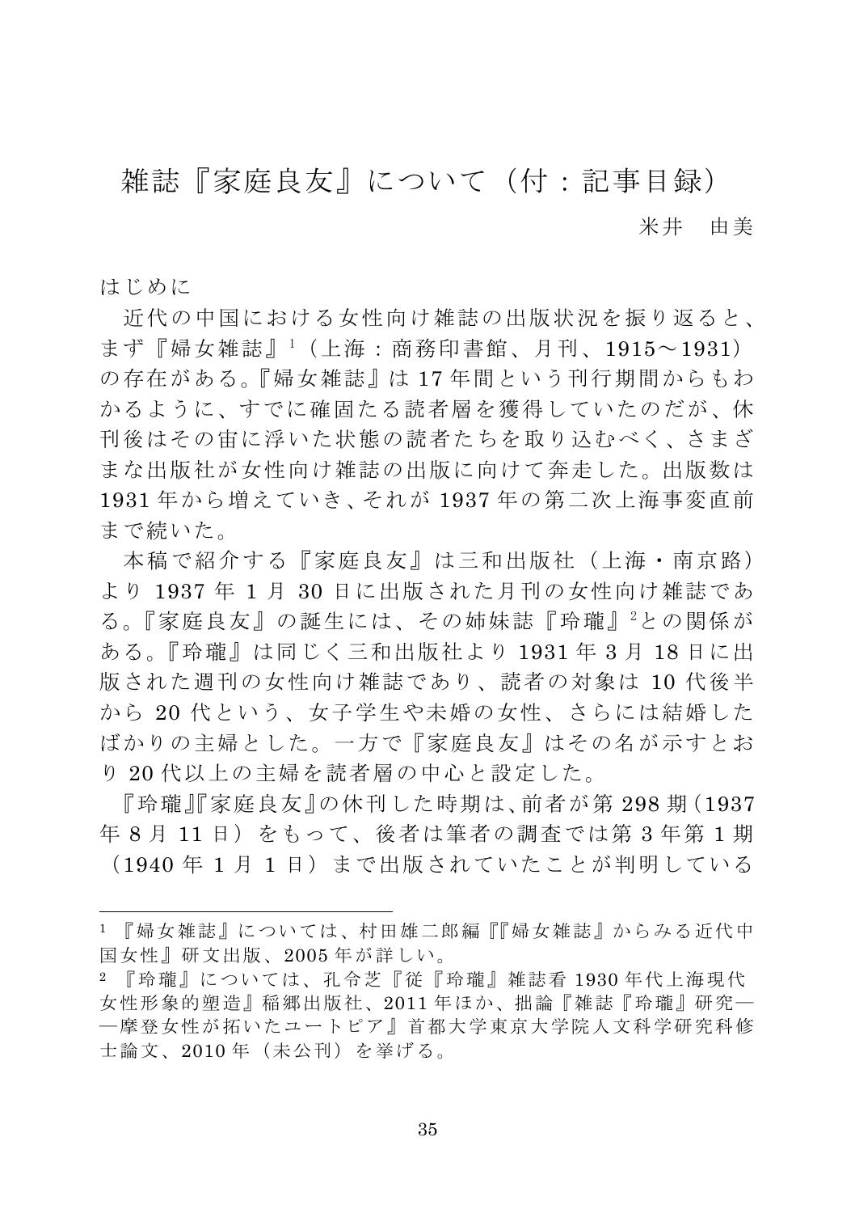# 雑誌『家庭良友』について（付：記事目録）

米井　由美

## はじめに

近代の中国における女性向け雑誌の出版状況を振り返ると、まず『婦女雑誌』[1]（上海：商務印書館、月刊、1915～1931）の存在がある。『婦女雑誌』は 17 年間という刊行期間からもわかるように、すでに確固たる読者層を獲得していたのだが、休刊後はその宙に浮いた状態の読者たちを取り込むべく、さまざまな出版社が女性向け雑誌の出版に向けて奔走した。出版数は 1931 年から増えていき、それが 1937 年の第二次上海事変直前まで続いた。

本稿で紹介する『家庭良友』は三和出版社（上海・南京路）より 1937 年 1 月 30 日に出版された月刊の女性向け雑誌である。『家庭良友』の誕生には、その姉妹誌『玲瓏』[2]との関係がある。『玲瓏』は同じく三和出版社より 1931 年 3 月 18 日に出版された週刊の女性向け雑誌であり、読者の対象は 10 代後半から 20 代という、女子学生や未婚の女性、さらには結婚したばかりの主婦とした。一方で『家庭良友』はその名が示すとおり 20 代以上の主婦を読者層の中心と設定した。

『玲瓏』『家庭良友』の休刊した時期は、前者が第 298 期（1937 年 8 月 11 日）をもって、後者は筆者の調査では第 3 年第 1 期（1940 年 1 月 1 日）まで出版されていたことが判明している

---

[1] 『婦女雑誌』については、村田雄二郎編『『婦女雑誌』からみる近代中国女性』研文出版、2005 年が詳しい。

[2] 『玲瓏』については、孔令芝『従『玲瓏』雑誌看 1930 年代上海現代女性形象的塑造』稲郷出版社、2011 年ほか、拙論『雑誌『玲瓏』研究――摩登女性が拓いたユートピア』首都大学東京大学院人文科学研究科修士論文、2010 年（未公刊）を挙げる。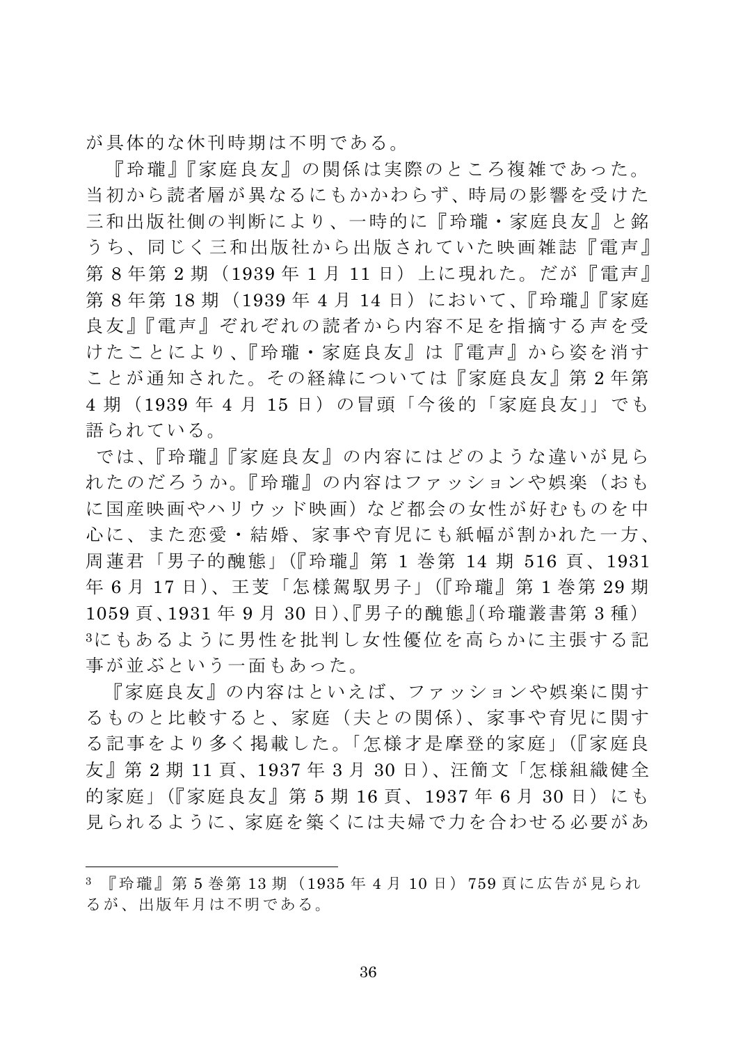が具体的な休刊時期は不明である。

『玲瓏』『家庭良友』の関係は実際のところ複雑であった。当初から読者層が異なるにもかかわらず、時局の影響を受けた三和出版社側の判断により、一時的に『玲瓏・家庭良友』と銘うち、同じく三和出版社から出版されていた映画雑誌『電声』第 8 年第 2 期（1939 年 1 月 11 日）上に現れた。だが『電声』第 8 年第 18 期（1939 年 4 月 14 日）において、『玲瓏』『家庭良友』『電声』ぞれぞれの読者から内容不足を指摘する声を受けたことにより、『玲瓏・家庭良友』は『電声』から姿を消すことが通知された。その経緯については『家庭良友』第 2 年第 4 期（1939 年 4 月 15 日）の冒頭「今後的「家庭良友」」でも語られている。

では、『玲瓏』『家庭良友』の内容にはどのような違いが見られたのだろうか。『玲瓏』の内容はファッションや娯楽（おもに国産映画やハリウッド映画）など都会の女性が好むものを中心に、また恋愛・結婚、家事や育児にも紙幅が割かれた一方、周蓮君「男子的醜態」(『玲瓏』第 1 巻第 14 期 516 頁、1931 年 6 月 17 日)、王芰「怎様駕馭男子」(『玲瓏』第 1 巻第 29 期 1059 頁、1931 年 9 月 30 日)、『男子的醜態』(玲瓏叢書第 3 種)[3]にもあるように男性を批判し女性優位を高らかに主張する記事が並ぶという一面もあった。

『家庭良友』の内容はといえば、ファッションや娯楽に関するものと比較すると、家庭（夫との関係)、家事や育児に関する記事をより多く掲載した。「怎様才是摩登的家庭」(『家庭良友』第 2 期 11 頁、1937 年 3 月 30 日)、汪簡文「怎様組織健全的家庭」(『家庭良友』第 5 期 16 頁、1937 年 6 月 30 日）にも見られるように、家庭を築くには夫婦で力を合わせる必要があ

---

[3] 『玲瓏』第 5 巻第 13 期（1935 年 4 月 10 日）759 頁に広告が見られるが、出版年月は不明である。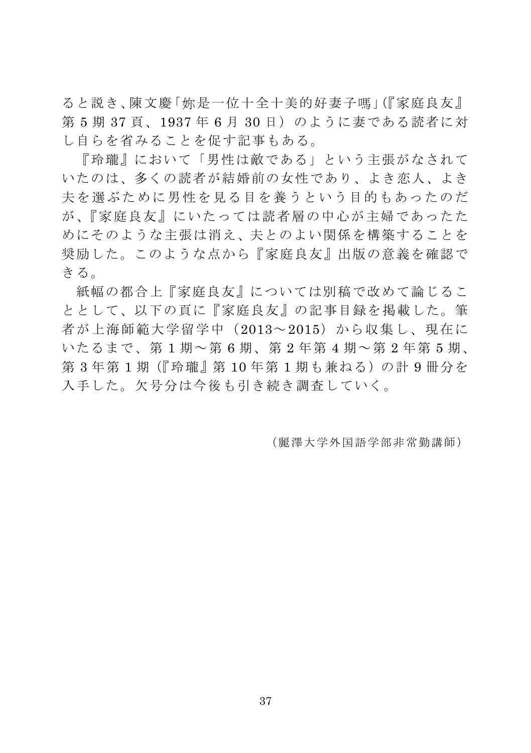ると説き、陳文慶「妳是一位十全十美的好妻子嗎」(『家庭良友』第 5 期 37 頁、1937 年 6 月 30 日）のように妻である読者に対し自らを省みることを促す記事もある。

『玲瓏』において「男性は敵である」という主張がなされていたのは、多くの読者が結婚前の女性であり、よき恋人、よき夫を選ぶために男性を見る目を養うという目的もあったのだが、『家庭良友』にいたっては読者層の中心が主婦であったためにそのような主張は消え、夫とのよい関係を構築することを奨励した。このような点から『家庭良友』出版の意義を確認できる。

紙幅の都合上『家庭良友』については別稿で改めて論じることとして、以下の頁に『家庭良友』の記事目録を掲載した。筆者が上海師範大学留学中（2013～2015）から収集し、現在にいたるまで、第 1 期～第 6 期、第 2 年第 4 期～第 2 年第 5 期、第 3 年第 1 期（『玲瓏』第 10 年第 1 期も兼ねる）の計 9 冊分を入手した。欠号分は今後も引き続き調査していく。

（麗澤大学外国語学部非常勤講師）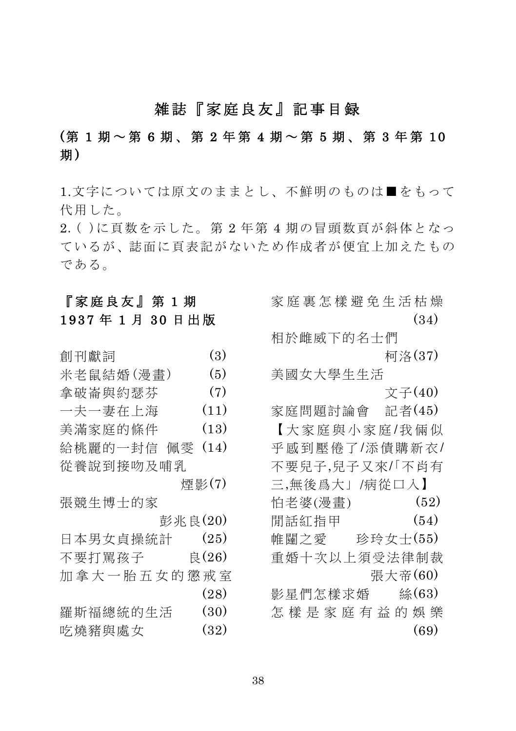# 雑誌『家庭良友』記事目録

## (第 1 期～第 6 期、第 2 年第 4 期～第 5 期、第 3 年第 10 期)

1.文字については原文のままとし、不鮮明のものは■をもって代用した。
2.( )に頁数を示した。第 2 年第 4 期の冒頭数頁が斜体となっているが、誌面に頁表記がないため作成者が便宜上加えたものである。

### 『家庭良友』第 1 期
### 1937 年 1 月 30 日出版

創刊獻詞 (3)
米老鼠結婚(漫畫) (5)
拿破崙與約瑟芬 (7)
一夫一妻在上海 (11)
美滿家庭的條件 (13)
給桃麗的一封信 佩雯 (14)
從養說到接吻及哺乳 煙影(7)
張競生博士的家 彭兆良(20)
日本男女貞操統計 (25)
不要打罵孩子 良(26)
加拿大一胎五女的懲戒室 (28)
羅斯福總統的生活 (30)
吃燒豬與處女 (32)
家庭裏怎樣避免生活枯燥 (34)
相於雌威下的名士們 柯洛(37)
美國女大學生生活 文子(40)
家庭問題討論會 記者(45)
【大家庭與小家庭/我倆似乎感到壓倦了/添債購新衣/不要兒子,兒子又來/「不肖有三,無後爲大」/病從口入】
怕老婆(漫畫) (52)
閒話紅指甲 (54)
帷闥之愛 珍玲女士(55)
重婚十次以上須受法律制裁 張大帝(60)
影星們怎樣求婚 絲(63)
怎樣是家庭有益的娛樂 (69)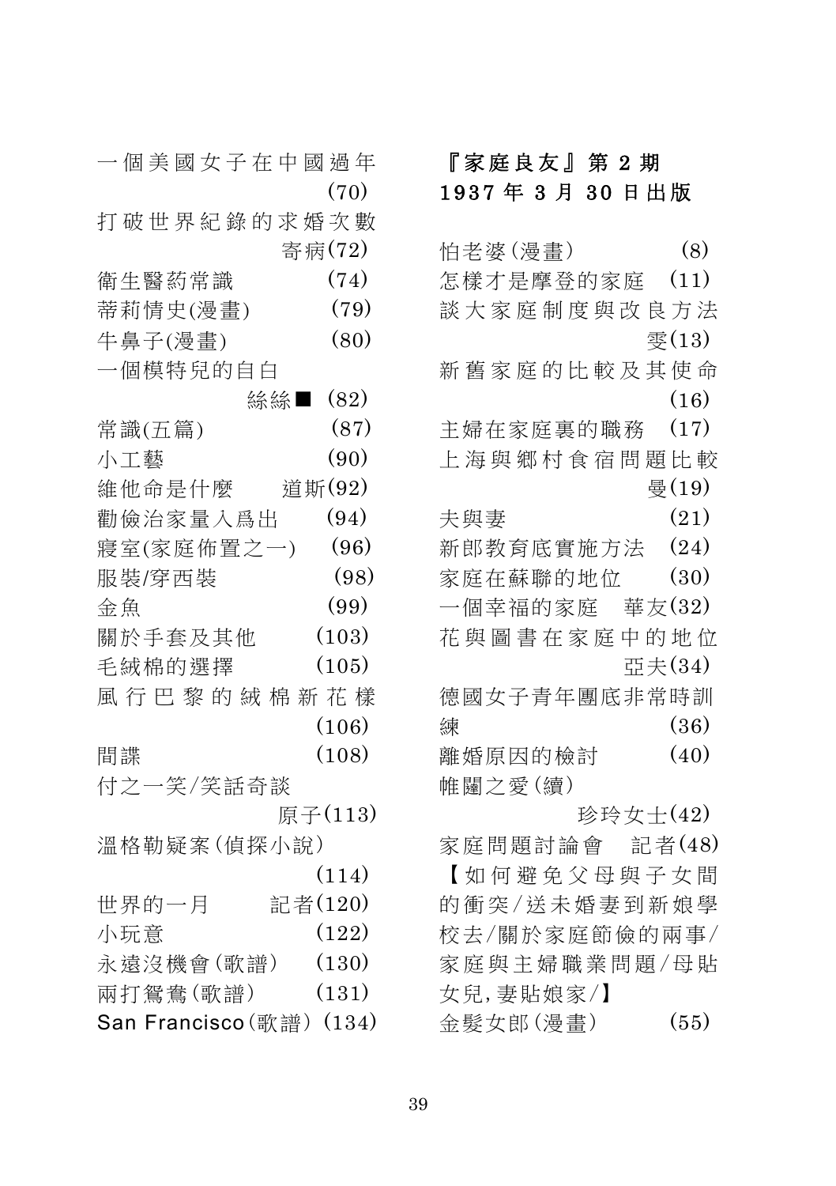一個美國女子在中國過年 (70)

打破世界紀錄的求婚次數　寄病(72)

衛生醫葯常識 (74)

蒂莉情史(漫畫) (79)

牛鼻子(漫畫) (80)

一個模特兒的自白　絲絲■ (82)

常識(五篇) (87)

小工藝 (90)

維他命是什麼　道斯(92)

勸儉治家量入爲出 (94)

寢室(家庭佈置之一) (96)

服裝/穿西裝 (98)

金魚 (99)

關於手套及其他 (103)

毛絨棉的選擇 (105)

風行巴黎的絨棉新花樣 (106)

間諜 (108)

付之一笑/笑話奇談　原子(113)

溫格勒疑案(偵探小說) (114)

世界的一月　記者(120)

小玩意 (122)

永遠沒機會(歌譜) (130)

兩打鴛鴦(歌譜) (131)

San Francisco(歌譜) (134)

## 『家庭良友』第 2 期 1937 年 3 月 30 日出版

怕老婆(漫畫) (8)

怎樣才是摩登的家庭 (11)

談大家庭制度與改良方法　雯(13)

新舊家庭的比較及其使命 (16)

主婦在家庭裏的職務 (17)

上海與鄉村食宿問題比較　曼(19)

夫與妻 (21)

新郎教育底實施方法 (24)

家庭在蘇聯的地位 (30)

一個幸福的家庭　華友(32)

花與圖書在家庭中的地位　亞夫(34)

德國女子青年團底非常時訓練 (36)

離婚原因的檢討 (40)

帷闥之愛(續)　珍玲女士(42)

家庭問題討論會　記者(48)
【如何避免父母與子女間的衝突/送未婚妻到新娘學校去/關於家庭節儉的兩事/家庭與主婦職業問題/母貼女兒,妻貼娘家/】

金髮女郎(漫畫) (55)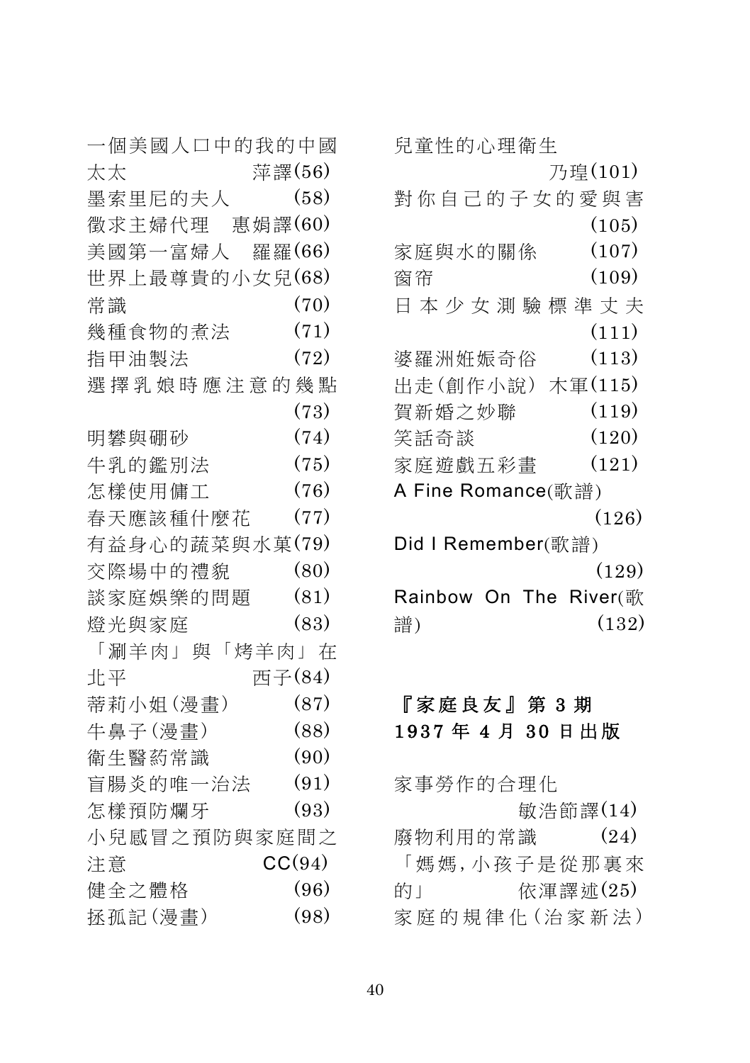一個美國人口中的我的中國太太　萍譯(56)

墨索里尼的夫人　(58)

徵求主婦代理　惠娟譯(60)

美國第一富婦人　羅羅(66)

世界上最尊貴的小女兒(68)

常識　(70)

幾種食物的煮法　(71)

指甲油製法　(72)

選擇乳娘時應注意的幾點　(73)

明礬與硼砂　(74)

牛乳的鑑別法　(75)

怎樣使用傭工　(76)

春天應該種什麼花　(77)

有益身心的蔬菜與水菓(79)

交際場中的禮貌　(80)

談家庭娛樂的問題　(81)

燈光與家庭　(83)

「涮羊肉」與「烤羊肉」在北平　西子(84)

蒂莉小姐(漫畫)　(87)

牛鼻子(漫畫)　(88)

衛生醫葯常識　(90)

盲腸炎的唯一治法　(91)

怎樣預防爛牙　(93)

小兒感冒之預防與家庭間之注意　CC(94)

健全之體格　(96)

拯孤記(漫畫)　(98)

兒童性的心理衛生　乃瑝(101)

對你自己的子女的愛與害　(105)

家庭與水的關係　(107)

窗帘　(109)

日本少女測驗標準丈夫　(111)

婆羅洲姙娠奇俗　(113)

出走(創作小說)　木軍(115)

賀新婚之妙聯　(119)

笑話奇談　(120)

家庭遊戲五彩畫　(121)

A Fine Romance(歌譜)　(126)

Did I Remember(歌譜)　(129)

Rainbow On The River(歌譜)　(132)

**『家庭良友』第 3 期**
**1937 年 4 月 30 日出版**

家事勞作的合理化　敏浩節譯(14)

廢物利用的常識　(24)

「媽媽, 小孩子是從那裏來的」　依渾譯述(25)

家庭的規律化(治家新法)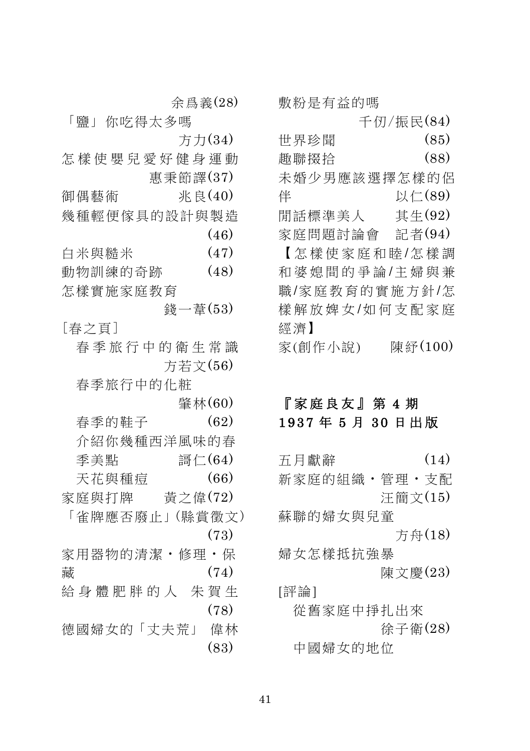余爲義(28)

「鹽」你吃得太多嗎 方力(34)

怎樣使嬰兒愛好健身運動 惠秉節譯(37)

御偶藝術 兆良(40)

幾種輕便傢具的設計與製造 (46)

白米與糙米 (47)

動物訓練的奇跡 (48)

怎樣實施家庭教育 錢一葦(53)

[春之頁]

春季旅行中的衛生常識 方若文(56)

春季旅行中的化粧 肇林(60)

春季的鞋子 (62)

介紹你幾種西洋風味的春季美點 謌仁(64)

天花與種痘 (66)

家庭與打牌 黃之偉(72)

「雀牌應否廢止」(縣賞徵文) (73)

家用器物的清潔・修理・保藏 (74)

給身體肥胖的人 朱賀生 (78)

德國婦女的「丈夫荒」 偉林 (83)

敷粉是有益的嗎 千仞/振民(84)

世界珍聞 (85)

趣聯掇拾 (88)

未婚少男應該選擇怎樣的侶伴 以仁(89)

閒話標準美人 其生(92)

家庭問題討論會 記者(94)

【怎樣使家庭和睦/怎樣調和婆媳間的爭論/主婦與兼職/家庭教育的實施方針/怎樣解放婢女/如何支配家庭經濟】

家(創作小說) 陳紓(100)

**『家庭良友』第 4 期**
**1937 年 5 月 30 日出版**

五月獻辭 (14)

新家庭的組織・管理・支配 汪簡文(15)

蘇聯的婦女與兒童 方舟(18)

婦女怎樣抵抗強暴 陳文慶(23)

[評論]

從舊家庭中掙扎出來 徐子衛(28)

中國婦女的地位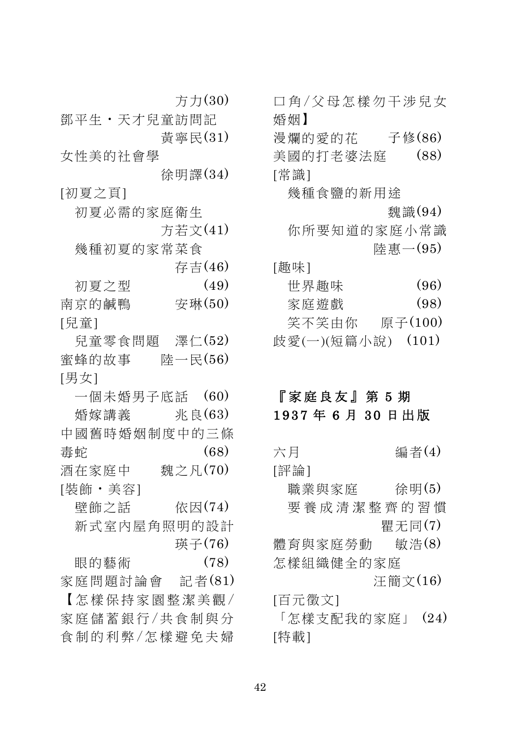方力(30)

鄧平生・天才兒童訪問記　黃寧民(31)

女性美的社會學　徐明譯(34)

[初夏之頁]

初夏必需的家庭衛生　方若文(41)

幾種初夏的家常菜食　存吉(46)

初夏之型　(49)

南京的鹹鴨　安琳(50)

[兒童]

兒童零食問題　澤仁(52)

蜜蜂的故事　陸一民(56)

[男女]

一個未婚男子底話　(60)

婚嫁講義　兆良(63)

中國舊時婚姻制度中的三條毒蛇　(68)

酒在家庭中　魏之凡(70)

[裝飾・美容]

壁飾之話　依因(74)

新式室內屋角照明的設計　瑛子(76)

眼的藝術　(78)

家庭問題討論會　記者(81)

【怎樣保持家園整潔美觀/家庭儲蓄銀行/共食制與分食制的利弊/怎樣避免夫婦口角/父母怎樣勿干涉兒女婚姻】

漫爛的愛的花　子修(86)

美國的打老婆法庭　(88)

[常識]

幾種食鹽的新用途　魏識(94)

你所要知道的家庭小常識　陸惠一(95)

[趣味]

世界趣味　(96)

家庭遊戲　(98)

笑不笑由你　原子(100)

歧愛(一)(短篇小說)　(101)

## 『家庭良友』第 5 期 1937 年 6 月 30 日出版

六月　編者(4)

[評論]

職業與家庭　徐明(5)

要養成清潔整齊的習慣　瞿无同(7)

體育與家庭勞動　敏浩(8)

怎樣組織健全的家庭　汪簡文(16)

[百元徵文]

「怎樣支配我的家庭」(24)

[特載]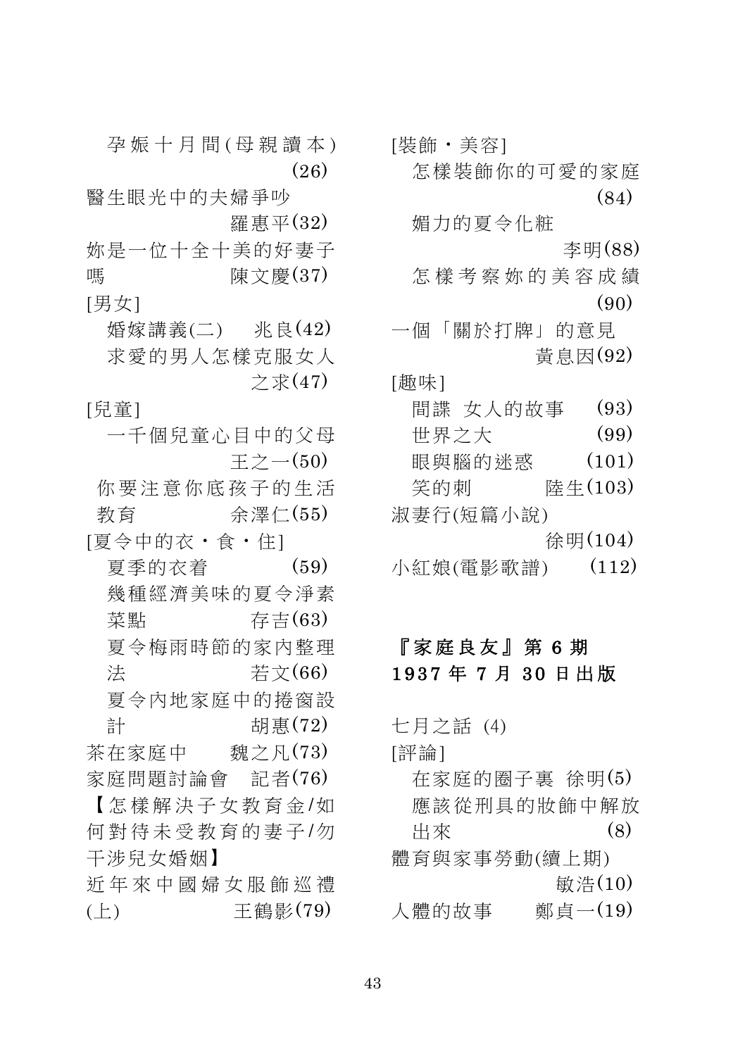孕娠十月間(母親讀本) (26)

醫生眼光中的夫婦爭吵 羅惠平(32)

妳是一位十全十美的好妻子嗎 陳文慶(37)

[男女]

婚嫁講義(二) 兆良(42)

求愛的男人怎樣克服女人之求(47)

[兒童]

一千個兒童心目中的父母 王之一(50)

你要注意你底孩子的生活教育 余澤仁(55)

[夏令中的衣・食・住]

夏季的衣着 (59)

幾種經濟美味的夏令淨素菜點 存吉(63)

夏令梅雨時節的家內整理法 若文(66)

夏令內地家庭中的捲窗設計 胡惠(72)

茶在家庭中 魏之凡(73)

家庭問題討論會 記者(76)

【怎樣解決子女教育金/如何對待未受教育的妻子/勿干涉兒女婚姻】

近年來中國婦女服飾巡禮(上) 王鶴影(79)

[裝飾・美容]

怎樣裝飾你的可愛的家庭 (84)

媚力的夏令化粧 李明(88)

怎樣考察妳的美容成績 (90)

一個「關於打牌」的意見 黃息因(92)

[趣味]

間諜 女人的故事 (93)

世界之大 (99)

眼與腦的迷惑 (101)

笑的刺 陸生(103)

淑妻行(短篇小說) 徐明(104)

小紅娘(電影歌譜) (112)

## 『家庭良友』第 6 期 1937 年 7 月 30 日出版

七月之話 (4)

[評論]

在家庭的圈子裏 徐明(5)

應該從刑具的妝飾中解放出來 (8)

體育與家事勞動(續上期) 敏浩(10)

人體的故事 鄭貞一(19)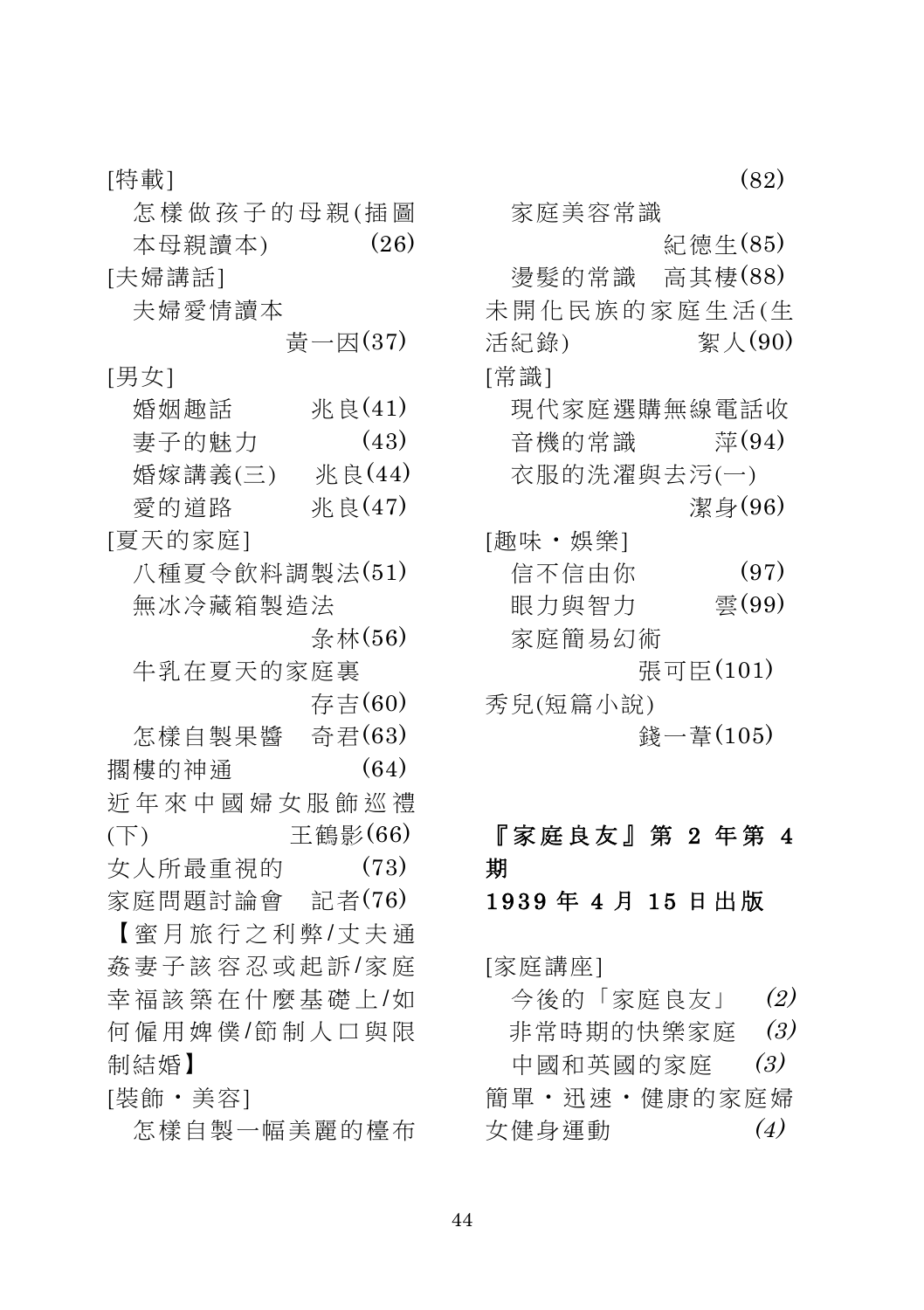[特載]

怎樣做孩子的母親(插圖本母親讀本) (26)

[夫婦講話]

夫婦愛情讀本 黃一因(37)

[男女]

婚姻趣話 兆良(41)

妻子的魅力 (43)

婚嫁講義(三) 兆良(44)

愛的道路 兆良(47)

[夏天的家庭]

八種夏令飲料調製法(51)

無冰冷藏箱製造法 糸林(56)

牛乳在夏天的家庭裏 存吉(60)

怎樣自製果醬 奇君(63)

擱樓的神通 (64)

近年來中國婦女服飾巡禮(下) 王鶴影(66)

女人所最重視的 (73)

家庭問題討論會 記者(76)

【蜜月旅行之利弊/丈夫通姦妻子該容忍或起訴/家庭幸福該築在什麼基礎上/如何僱用婢僕/節制人口與限制結婚】

[裝飾・美容]

怎樣自製一幅美麗的檯布 (82)

家庭美容常識 紀德生(85)

燙髮的常識 高其棲(88)

未開化民族的家庭生活(生活紀錄) 絮人(90)

[常識]

現代家庭選購無線電話收音機的常識 萍(94)

衣服的洗濯與去污(一) 潔身(96)

[趣味・娛樂]

信不信由你 (97)

眼力與智力 雲(99)

家庭簡易幻術 張可臣(101)

秀兒(短篇小說) 錢一葦(105)

## 『家庭良友』第 2 年第 4 期
## 1939 年 4 月 15 日出版

[家庭講座]

今後的「家庭良友」 *(2)*

非常時期的快樂家庭 *(3)*

中國和英國的家庭 *(3)*

簡單・迅速・健康的家庭婦女健身運動 *(4)*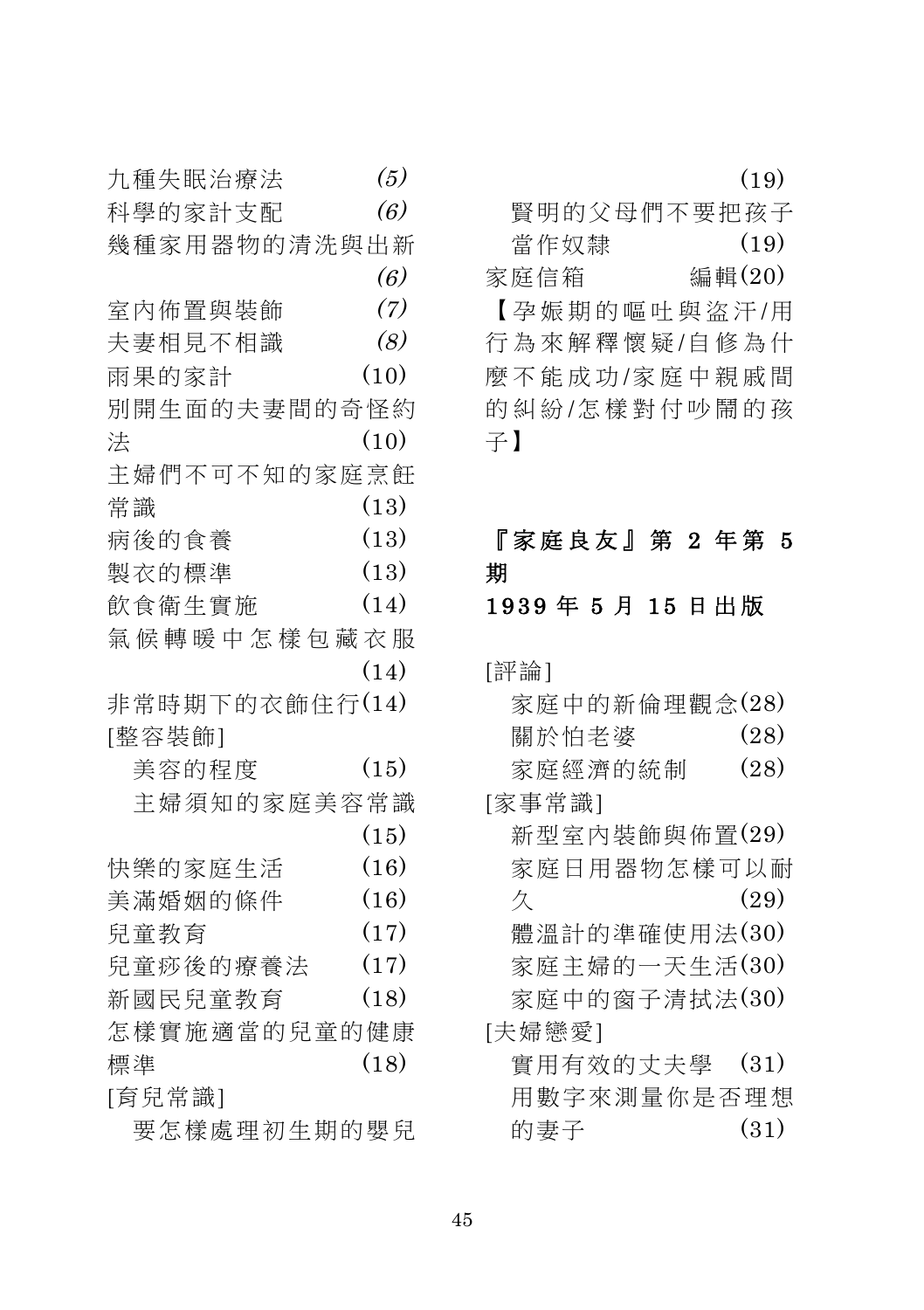九種失眠治療法 *(5)*

科學的家計支配 *(6)*

幾種家用器物的清洗與出新 *(6)*

室內佈置與裝飾 *(7)*

夫妻相見不相識 *(8)*

雨果的家計 (10)

別開生面的夫妻間的奇怪約法 (10)

主婦們不可不知的家庭烹飪常識 (13)

病後的食養 (13)

製衣的標準 (13)

飲食衛生實施 (14)

氣候轉暖中怎樣包藏衣服 (14)

非常時期下的衣飾住行(14)

[整容裝飾]

- 美容的程度 (15)
- 主婦須知的家庭美容常識 (15)

快樂的家庭生活 (16)

美滿婚姻的條件 (16)

兒童教育 (17)

兒童疹後的療養法 (17)

新國民兒童教育 (18)

怎樣實施適當的兒童的健康標準 (18)

[育兒常識]

- 要怎樣處理初生期的嬰兒 (19)
- 賢明的父母們不要把孩子當作奴隸 (19)

家庭信箱 編輯(20)

【孕娠期的嘔吐與盜汗/用行為來解釋懷疑/自修為什麼不能成功/家庭中親戚間的糾紛/怎樣對付吵鬧的孩子】

## 『家庭良友』第 2 年第 5 期

## 1939 年 5 月 15 日出版

[評論]

- 家庭中的新倫理觀念(28)
- 關於怕老婆 (28)
- 家庭經濟的統制 (28)

[家事常識]

- 新型室內裝飾與佈置(29)
- 家庭日用器物怎樣可以耐久 (29)
- 體溫計的準確使用法(30)
- 家庭主婦的一天生活(30)
- 家庭中的窗子清拭法(30)

[夫婦戀愛]

- 實用有效的丈夫學 (31)
- 用數字來測量你是否理想的妻子 (31)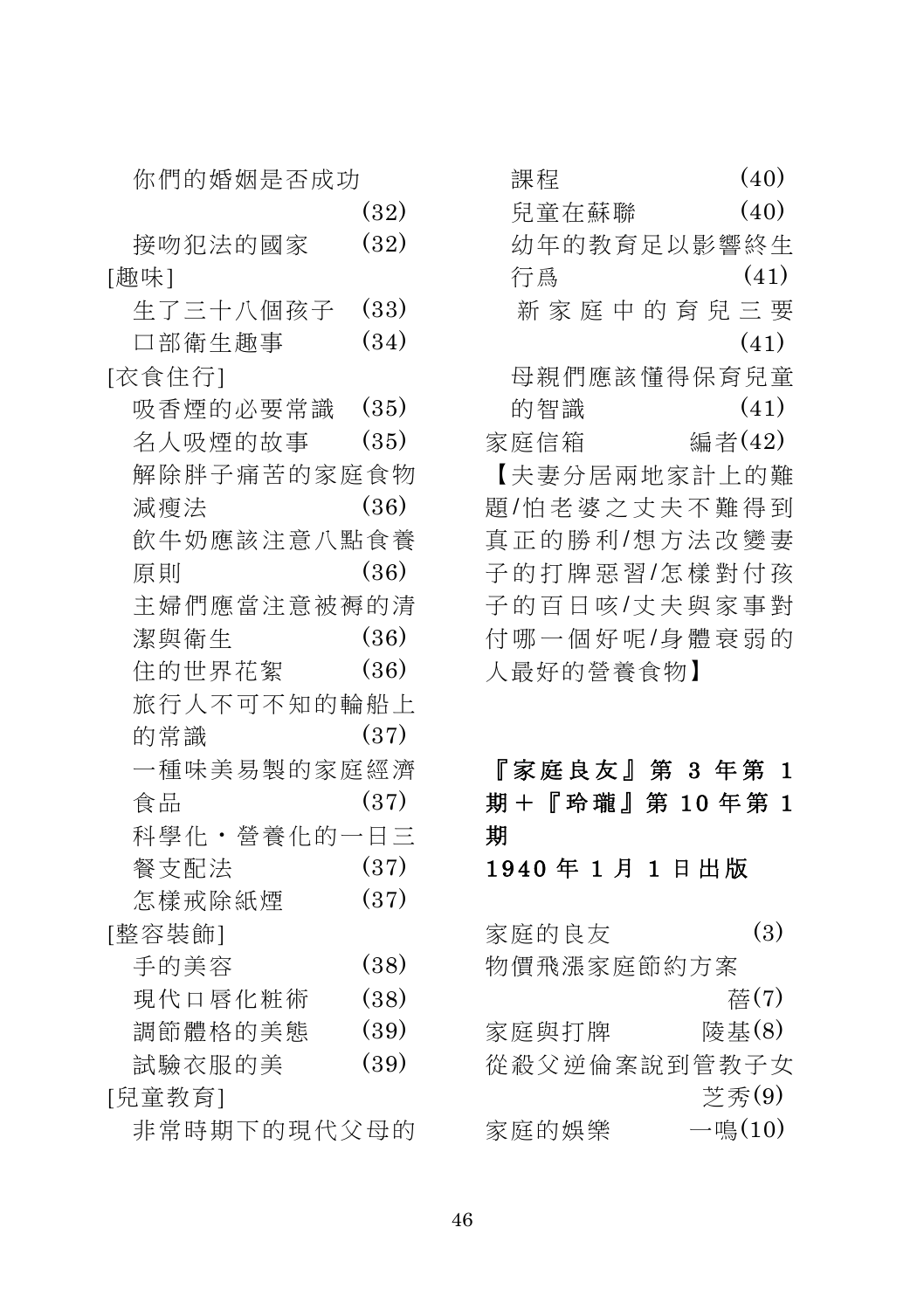你們的婚姻是否成功 (32)

接吻犯法的國家 (32)

[趣味]

生了三十八個孩子 (33)

口部衛生趣事 (34)

[衣食住行]

吸香煙的必要常識 (35)

名人吸煙的故事 (35)

解除胖子痛苦的家庭食物減瘦法 (36)

飲牛奶應該注意八點食養原則 (36)

主婦們應當注意被褥的清潔與衛生 (36)

住的世界花絮 (36)

旅行人不可不知的輪船上的常識 (37)

一種味美易製的家庭經濟食品 (37)

科學化・營養化的一日三餐支配法 (37)

怎樣戒除紙煙 (37)

[整容裝飾]

手的美容 (38)

現代口唇化粧術 (38)

調節體格的美態 (39)

試驗衣服的美 (39)

[兒童教育]

非常時期下的現代父母的課程 (40)

兒童在蘇聯 (40)

幼年的教育足以影響終生行爲 (41)

新家庭中的育兒三要 (41)

母親們應該懂得保育兒童的智識 (41)

家庭信箱 編者(42)

【夫妻分居兩地家計上的難題/怕老婆之丈夫不難得到真正的勝利/想方法改變妻子的打牌惡習/怎樣對付孩子的百日咳/丈夫與家事對付哪一個好呢/身體衰弱的人最好的營養食物】

**『家庭良友』第 3 年第 1 期＋『玲瓏』第 10 年第 1 期**

**1940 年 1 月 1 日出版**

家庭的良友 (3)

物價飛漲家庭節約方案 蓓(7)

家庭與打牌 陵基(8)

從殺父逆倫案說到管教子女 芝秀(9)

家庭的娛樂 一鳴(10)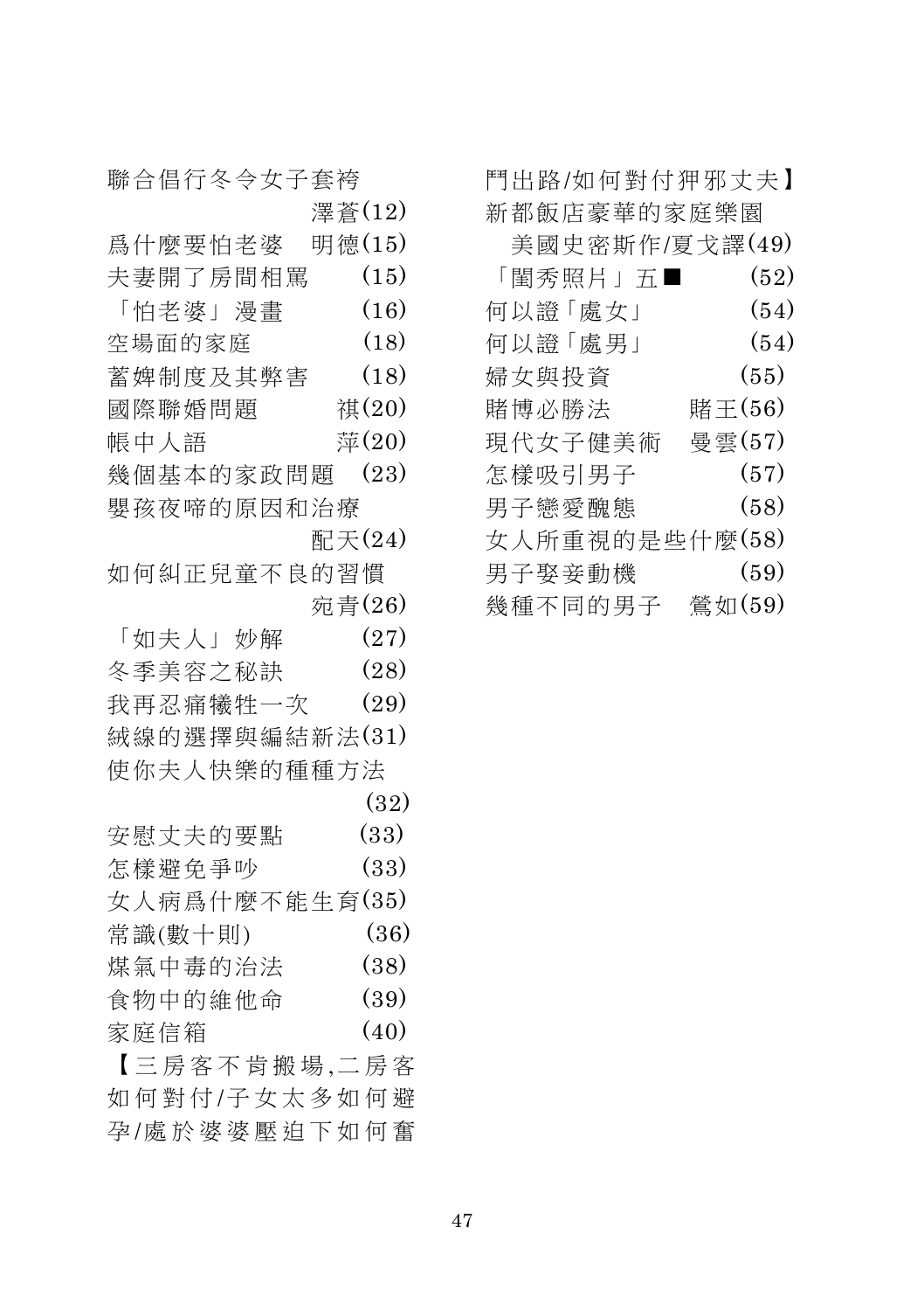聯合倡行冬令女子套袴 澤蒼(12)

爲什麼要怕老婆 明德(15)

夫妻開了房間相罵 (15)

「怕老婆」漫畫 (16)

空場面的家庭 (18)

蓄婢制度及其弊害 (18)

國際聯婚問題 祺(20)

帳中人語 萍(20)

幾個基本的家政問題 (23)

嬰孩夜啼的原因和治療 配天(24)

如何糾正兒童不良的習慣 宛青(26)

「如夫人」妙解 (27)

冬季美容之秘訣 (28)

我再忍痛犧牲一次 (29)

絨線的選擇與編結新法(31)

使你夫人快樂的種種方法 (32)

安慰丈夫的要點 (33)

怎樣避免爭吵 (33)

女人病爲什麼不能生育(35)

常識(數十則) (36)

煤氣中毒的治法 (38)

食物中的維他命 (39)

家庭信箱 (40)

【三房客不肯搬場,二房客如何對付/子女太多如何避孕/處於婆婆壓迫下如何奮鬥出路/如何對付狎邪丈夫】

新都飯店豪華的家庭樂園 美國史密斯作/夏戈譯(49)

「閨秀照片」五■ (52)

何以證「處女」 (54)

何以證「處男」 (54)

婦女與投資 (55)

賭博必勝法 賭王(56)

現代女子健美術 曼雲(57)

怎樣吸引男子 (57)

男子戀愛醜態 (58)

女人所重視的是些什麼(58)

男子娶妾動機 (59)

幾種不同的男子 鶯如(59)